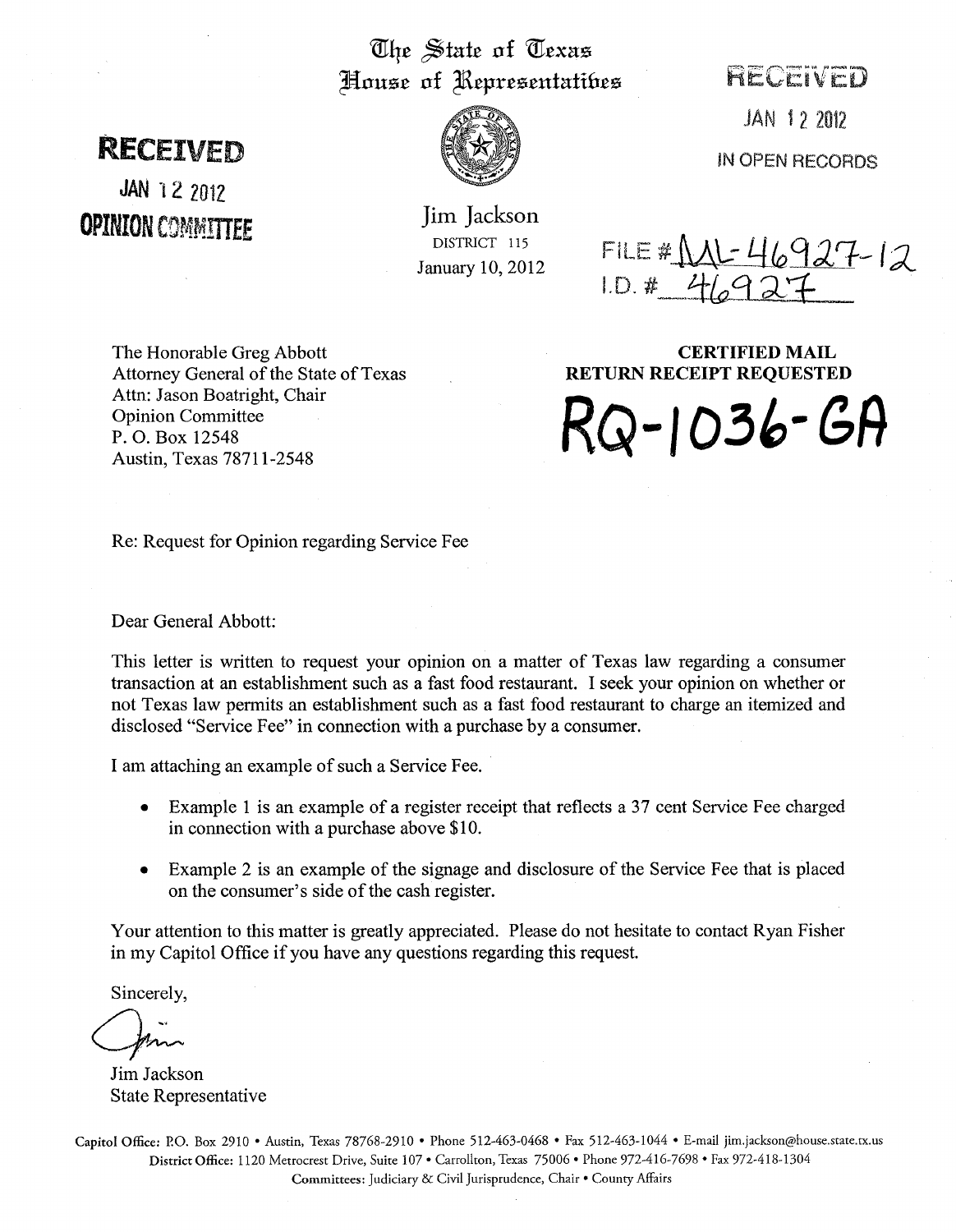# The State of Texas
## House of Representatives

**RECEIVED**
JAN 12 2012
**OPINION COMMITTEE**

Jim Jackson
DISTRICT 115
January 10, 2012

RECEIVED
JAN 12 2012
IN OPEN RECORDS

FILE # ML-46927-12
I.D. # 46927

The Honorable Greg Abbott
Attorney General of the State of Texas
Attn: Jason Boatright, Chair
Opinion Committee
P. O. Box 12548
Austin, Texas 78711-2548

**CERTIFIED MAIL**
**RETURN RECEIPT REQUESTED**

**RQ-1036-GA**

Re: Request for Opinion regarding Service Fee

Dear General Abbott:

This letter is written to request your opinion on a matter of Texas law regarding a consumer transaction at an establishment such as a fast food restaurant. I seek your opinion on whether or not Texas law permits an establishment such as a fast food restaurant to charge an itemized and disclosed "Service Fee" in connection with a purchase by a consumer.

I am attaching an example of such a Service Fee.

- Example 1 is an example of a register receipt that reflects a 37 cent Service Fee charged in connection with a purchase above $10.
- Example 2 is an example of the signage and disclosure of the Service Fee that is placed on the consumer's side of the cash register.

Your attention to this matter is greatly appreciated. Please do not hesitate to contact Ryan Fisher in my Capitol Office if you have any questions regarding this request.

Sincerely,

Jim Jackson
State Representative

Capitol Office: P.O. Box 2910 • Austin, Texas 78768-2910 • Phone 512-463-0468 • Fax 512-463-1044 • E-mail jim.jackson@house.state.tx.us
District Office: 1120 Metrocrest Drive, Suite 107 • Carrollton, Texas 75006 • Phone 972-416-7698 • Fax 972-418-1304
Committees: Judiciary & Civil Jurisprudence, Chair • County Affairs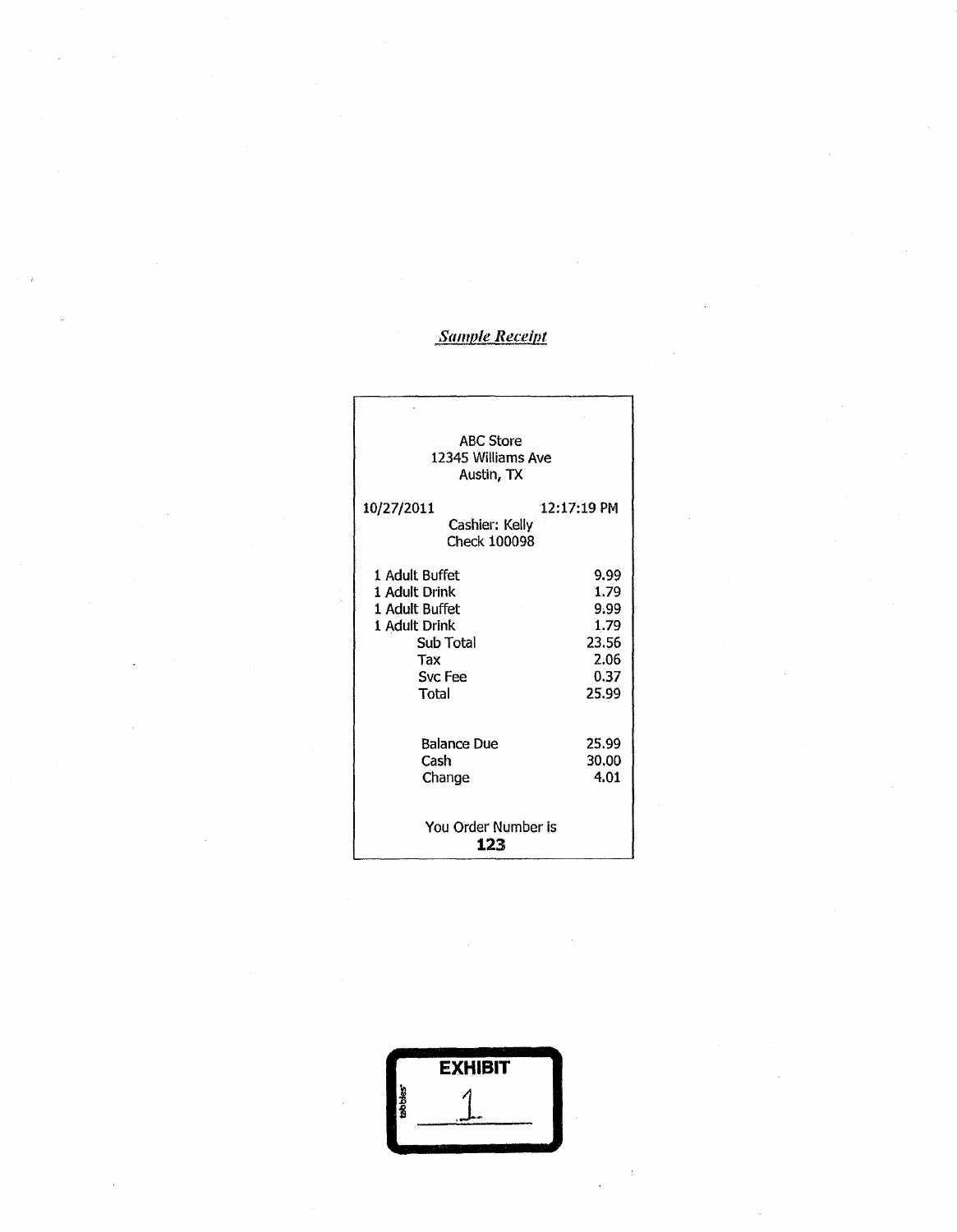*Sample Receipt*

ABC Store
12345 Williams Ave
Austin, TX

10/27/2011 12:17:19 PM
Cashier: Kelly
Check 100098

| | |
|---|---|
| 1 Adult Buffet | 9.99 |
| 1 Adult Drink | 1.79 |
| 1 Adult Buffet | 9.99 |
| 1 Adult Drink | 1.79 |
| Sub Total | 23.56 |
| Tax | 2.06 |
| Svc Fee | 0.37 |
| Total | 25.99 |
| Balance Due | 25.99 |
| Cash | 30.00 |
| Change | 4.01 |

You Order Number is
**123**

EXHIBIT
1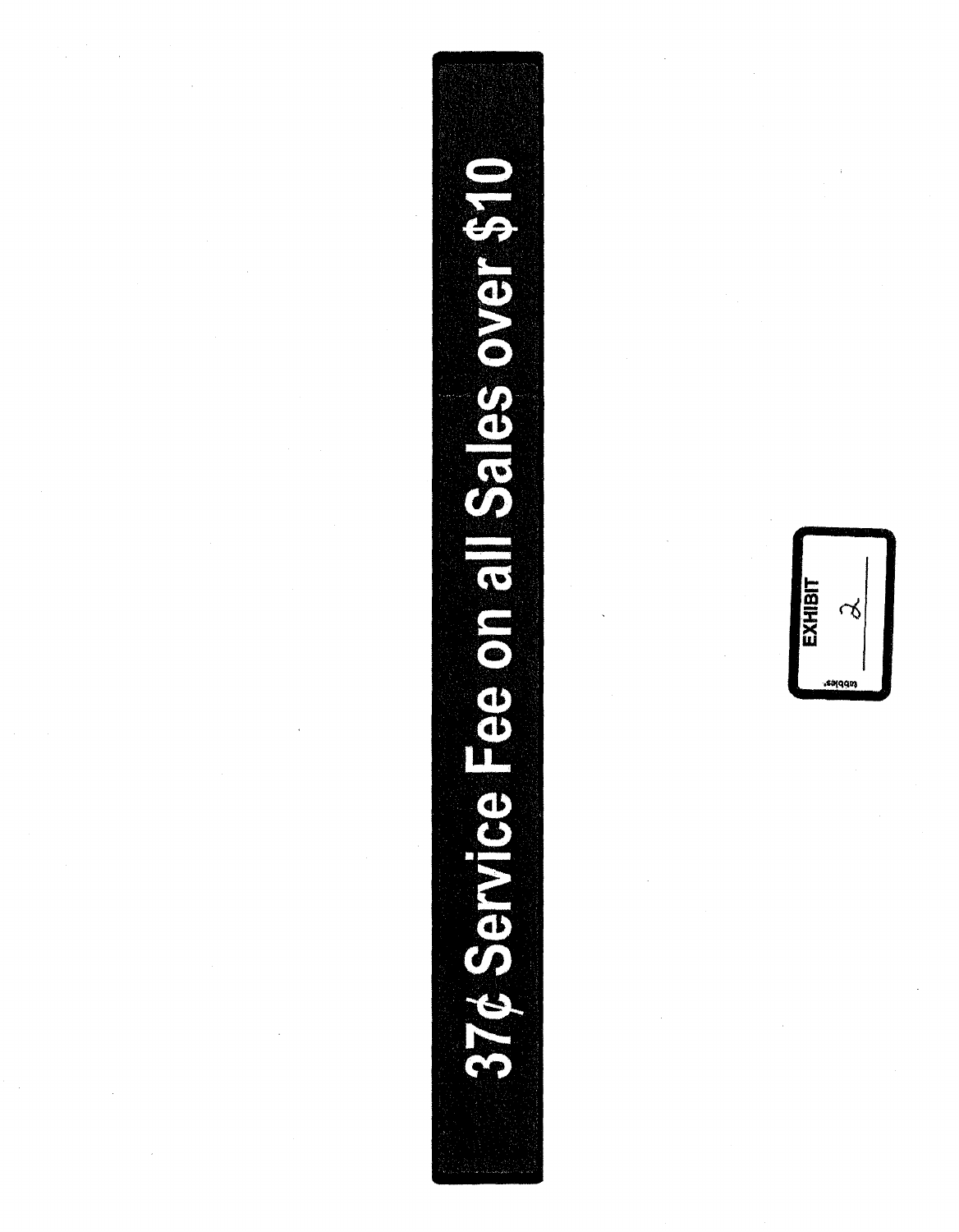37¢ Service Fee on all Sales over $10

EXHIBIT

2